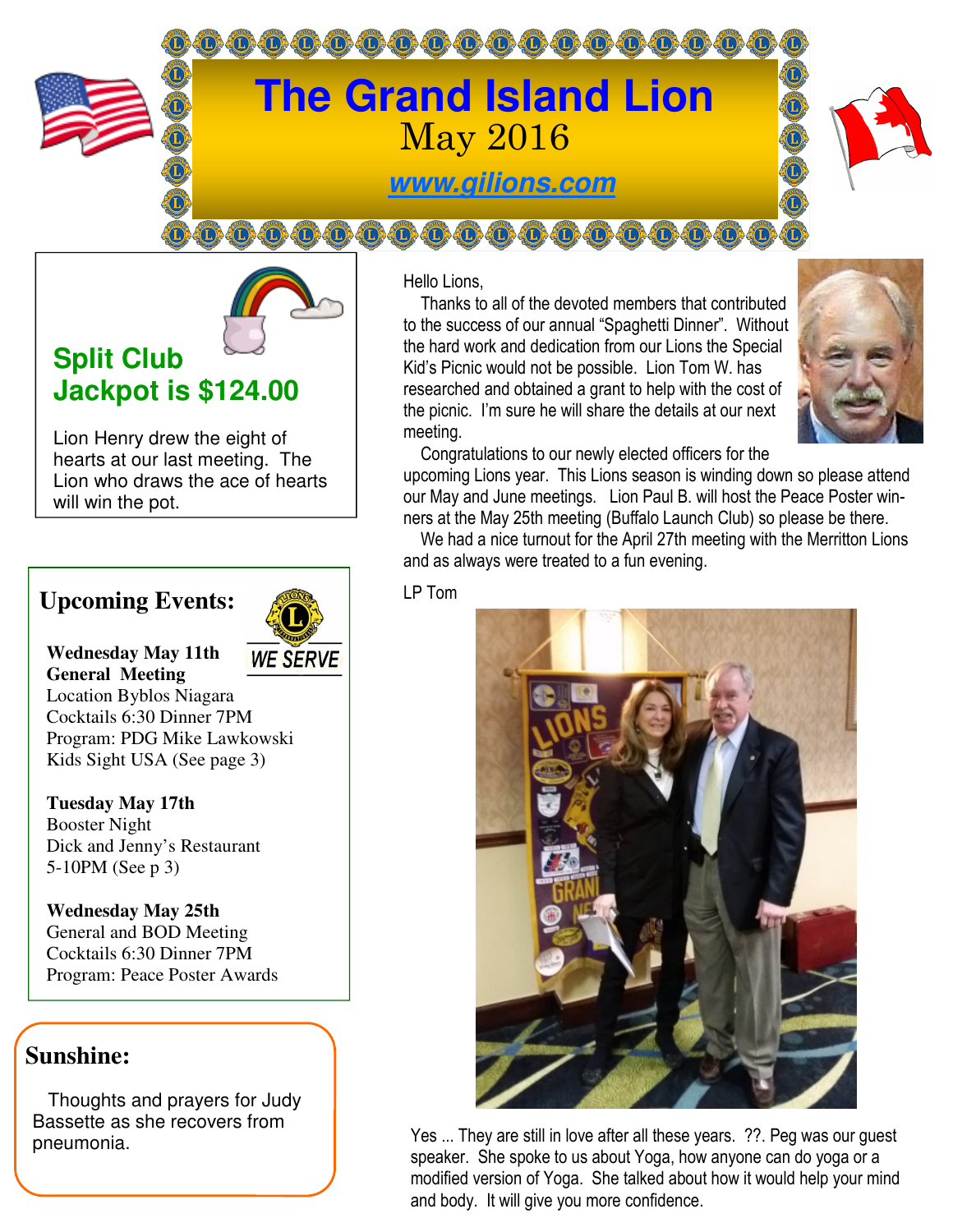# The Grand Island Lion

May 2016

www.gilions.com

## Split Club Jackpot is $124.00

Lion Henry drew the eight of hearts at our last meeting. The Lion who draws the ace of hearts will win the pot.

## Upcoming Events:

WE SERVE

**Wednesday May 11th**
**General Meeting**
Location Byblos Niagara
Cocktails 6:30 Dinner 7PM
Program: PDG Mike Lawkowski
Kids Sight USA (See page 3)

**Tuesday May 17th**
Booster Night
Dick and Jenny's Restaurant
5-10PM (See p 3)

**Wednesday May 25th**
General and BOD Meeting
Cocktails 6:30 Dinner 7PM
Program: Peace Poster Awards

## Sunshine:

Thoughts and prayers for Judy Bassette as she recovers from pneumonia.

Hello Lions,

Thanks to all of the devoted members that contributed to the success of our annual "Spaghetti Dinner". Without the hard work and dedication from our Lions the Special Kid's Picnic would not be possible. Lion Tom W. has researched and obtained a grant to help with the cost of the picnic. I'm sure he will share the details at our next meeting.

Congratulations to our newly elected officers for the upcoming Lions year. This Lions season is winding down so please attend our May and June meetings. Lion Paul B. will host the Peace Poster winners at the May 25th meeting (Buffalo Launch Club) so please be there.

We had a nice turnout for the April 27th meeting with the Merritton Lions and as always were treated to a fun evening.

LP Tom

Yes ... They are still in love after all these years. ??. Peg was our guest speaker. She spoke to us about Yoga, how anyone can do yoga or a modified version of Yoga. She talked about how it would help your mind and body. It will give you more confidence.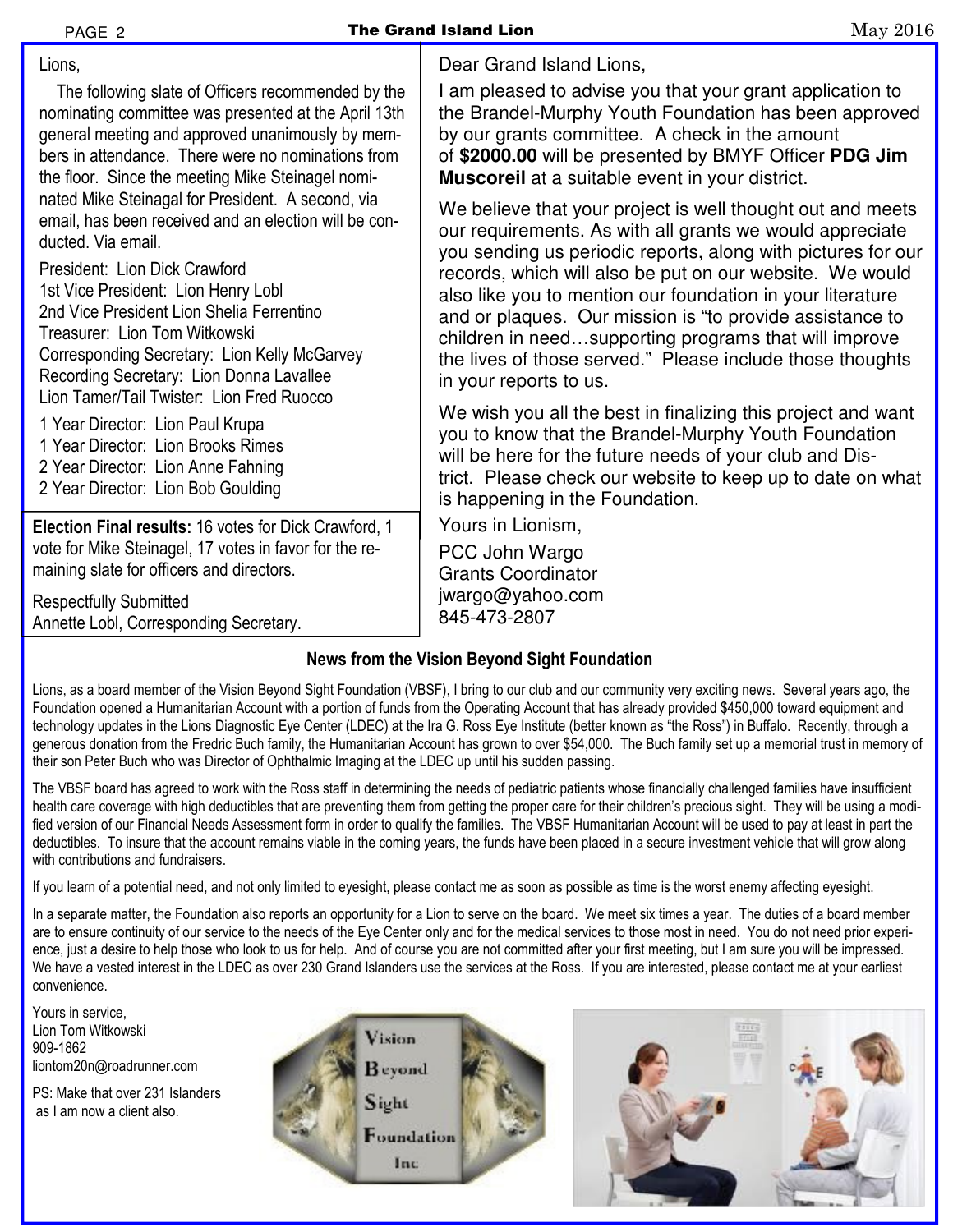Lions,

The following slate of Officers recommended by the nominating committee was presented at the April 13th general meeting and approved unanimously by members in attendance. There were no nominations from the floor. Since the meeting Mike Steinagel nominated Mike Steinagal for President. A second, via email, has been received and an election will be conducted. Via email.

President: Lion Dick Crawford
1st Vice President: Lion Henry Lobl
2nd Vice President Lion Shelia Ferrentino
Treasurer: Lion Tom Witkowski
Corresponding Secretary: Lion Kelly McGarvey
Recording Secretary: Lion Donna Lavallee
Lion Tamer/Tail Twister: Lion Fred Ruocco

1 Year Director: Lion Paul Krupa
1 Year Director: Lion Brooks Rimes
2 Year Director: Lion Anne Fahning
2 Year Director: Lion Bob Goulding

**Election Final results:** 16 votes for Dick Crawford, 1 vote for Mike Steinagel, 17 votes in favor for the remaining slate for officers and directors.

Respectfully Submitted
Annette Lobl, Corresponding Secretary.

Dear Grand Island Lions,

I am pleased to advise you that your grant application to the Brandel-Murphy Youth Foundation has been approved by our grants committee. A check in the amount of **$2000.00** will be presented by BMYF Officer **PDG Jim Muscoreil** at a suitable event in your district.

We believe that your project is well thought out and meets our requirements. As with all grants we would appreciate you sending us periodic reports, along with pictures for our records, which will also be put on our website. We would also like you to mention our foundation in your literature and or plaques. Our mission is "to provide assistance to children in need…supporting programs that will improve the lives of those served." Please include those thoughts in your reports to us.

We wish you all the best in finalizing this project and want you to know that the Brandel-Murphy Youth Foundation will be here for the future needs of your club and District. Please check our website to keep up to date on what is happening in the Foundation.

Yours in Lionism,

PCC John Wargo
Grants Coordinator
jwargo@yahoo.com
845-473-2807

## News from the Vision Beyond Sight Foundation

Lions, as a board member of the Vision Beyond Sight Foundation (VBSF), I bring to our club and our community very exciting news. Several years ago, the Foundation opened a Humanitarian Account with a portion of funds from the Operating Account that has already provided $450,000 toward equipment and technology updates in the Lions Diagnostic Eye Center (LDEC) at the Ira G. Ross Eye Institute (better known as "the Ross") in Buffalo. Recently, through a generous donation from the Fredric Buch family, the Humanitarian Account has grown to over $54,000. The Buch family set up a memorial trust in memory of their son Peter Buch who was Director of Ophthalmic Imaging at the LDEC up until his sudden passing.

The VBSF board has agreed to work with the Ross staff in determining the needs of pediatric patients whose financially challenged families have insufficient health care coverage with high deductibles that are preventing them from getting the proper care for their children's precious sight. They will be using a modified version of our Financial Needs Assessment form in order to qualify the families. The VBSF Humanitarian Account will be used to pay at least in part the deductibles. To insure that the account remains viable in the coming years, the funds have been placed in a secure investment vehicle that will grow along with contributions and fundraisers.

If you learn of a potential need, and not only limited to eyesight, please contact me as soon as possible as time is the worst enemy affecting eyesight.

In a separate matter, the Foundation also reports an opportunity for a Lion to serve on the board. We meet six times a year. The duties of a board member are to ensure continuity of our service to the needs of the Eye Center only and for the medical services to those most in need. You do not need prior experience, just a desire to help those who look to us for help. And of course you are not committed after your first meeting, but I am sure you will be impressed. We have a vested interest in the LDEC as over 230 Grand Islanders use the services at the Ross. If you are interested, please contact me at your earliest convenience.

Yours in service,
Lion Tom Witkowski
909-1862
liontom20n@roadrunner.com

PS: Make that over 231 Islanders as I am now a client also.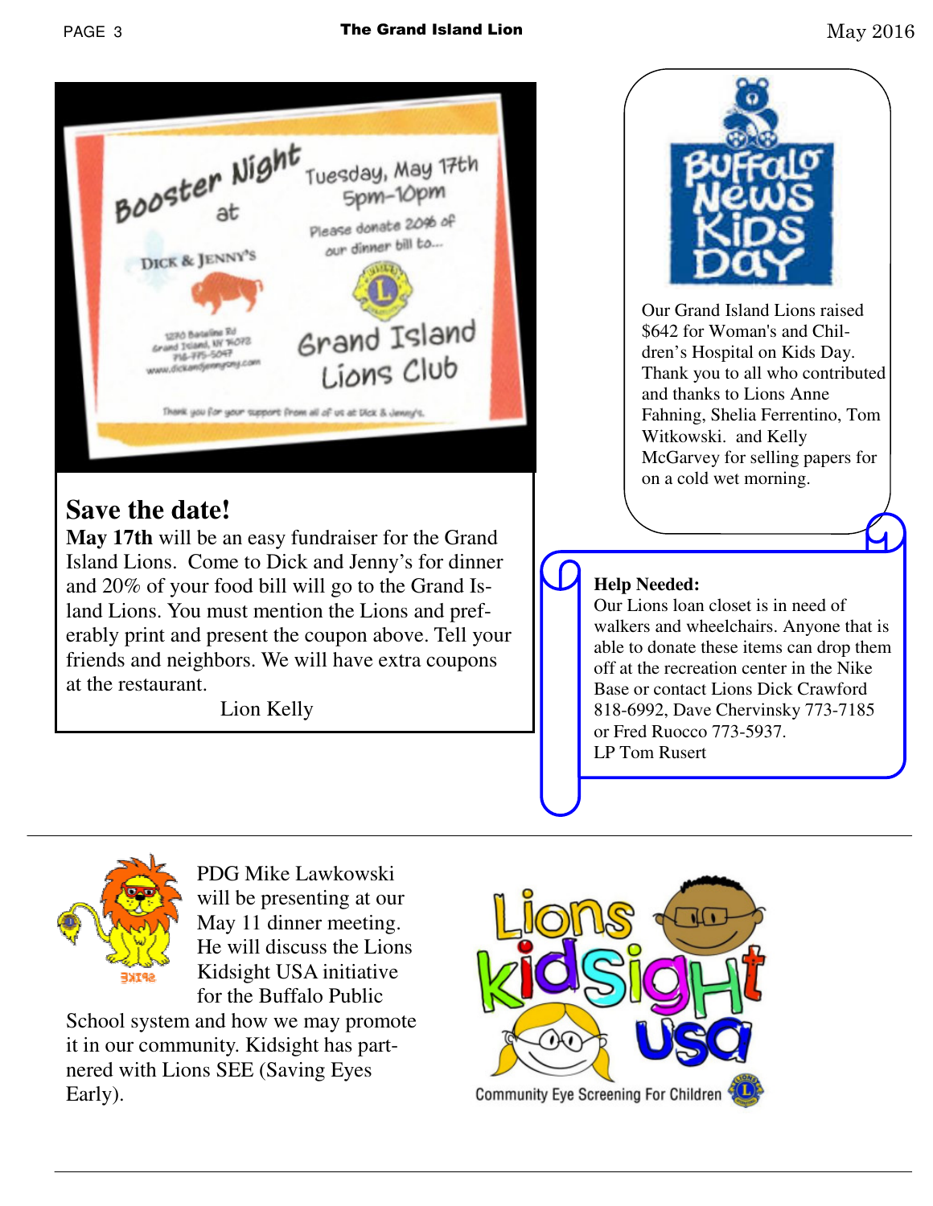Booster Night at

DICK & JENNY'S

1270 Baseline Rd
Grand Island, NY 14072
716-775-5047
www.dickandjennyony.com

Tuesday, May 17th
5pm-10pm

Please donate 20% of our dinner bill to...

Grand Island Lions Club

Thank you for your support from all of us at Dick & Jenny's.

## Save the date!

**May 17th** will be an easy fundraiser for the Grand Island Lions. Come to Dick and Jenny's for dinner and 20% of your food bill will go to the Grand Island Lions. You must mention the Lions and preferably print and present the coupon above. Tell your friends and neighbors. We will have extra coupons at the restaurant.

Lion Kelly

Buffalo News Kids Day

Our Grand Island Lions raised $642 for Woman's and Children's Hospital on Kids Day. Thank you to all who contributed and thanks to Lions Anne Fahning, Shelia Ferrentino, Tom Witkowski. and Kelly McGarvey for selling papers for on a cold wet morning.

**Help Needed:**

Our Lions loan closet is in need of walkers and wheelchairs. Anyone that is able to donate these items can drop them off at the recreation center in the Nike Base or contact Lions Dick Crawford 818-6992, Dave Chervinsky 773-7185 or Fred Ruocco 773-5937.

LP Tom Rusert

---

PDG Mike Lawkowski will be presenting at our May 11 dinner meeting. He will discuss the Lions Kidsight USA initiative for the Buffalo Public School system and how we may promote it in our community. Kidsight has partnered with Lions SEE (Saving Eyes Early).

Lions KidSight USA

Community Eye Screening For Children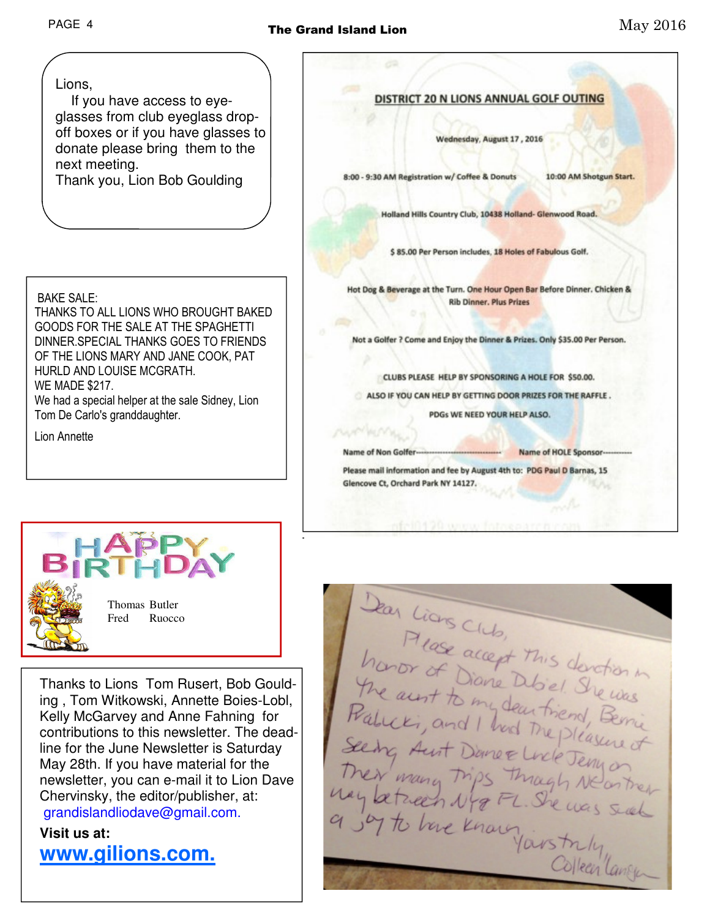Lions,

If you have access to eye-glasses from club eyeglass drop-off boxes or if you have glasses to donate please bring them to the next meeting.

Thank you, Lion Bob Goulding

BAKE SALE:
THANKS TO ALL LIONS WHO BROUGHT BAKED GOODS FOR THE SALE AT THE SPAGHETTI DINNER.SPECIAL THANKS GOES TO FRIENDS OF THE LIONS MARY AND JANE COOK, PAT HURLD AND LOUISE MCGRATH.
WE MADE $217.
We had a special helper at the sale Sidney, Lion Tom De Carlo's granddaughter.

Lion Annette

HAPPY BIRTHDAY

Thomas Butler
Fred Ruocco

Thanks to Lions Tom Rusert, Bob Goulding , Tom Witkowski, Annette Boies-Lobl, Kelly McGarvey and Anne Fahning for contributions to this newsletter. The deadline for the June Newsletter is Saturday May 28th. If you have material for the newsletter, you can e-mail it to Lion Dave Chervinsky, the editor/publisher, at: grandislandliodave@gmail.com.

**Visit us at:**

**www.gilions.com.**

## DISTRICT 20 N LIONS ANNUAL GOLF OUTING

Wednesday, August 17 , 2016

8:00 - 9:30 AM Registration w/ Coffee & Donuts 10:00 AM Shotgun Start.

Holland Hills Country Club, 10438 Holland- Glenwood Road.

$ 85.00 Per Person includes, 18 Holes of Fabulous Golf.

Hot Dog & Beverage at the Turn. One Hour Open Bar Before Dinner. Chicken & Rib Dinner. Plus Prizes

Not a Golfer ? Come and Enjoy the Dinner & Prizes. Only $35.00 Per Person.

CLUBS PLEASE HELP BY SPONSORING A HOLE FOR $50.00.

ALSO IF YOU CAN HELP BY GETTING DOOR PRIZES FOR THE RAFFLE .

PDGs WE NEED YOUR HELP ALSO.

Name of Non Golfer-------------------------------- Name of HOLE Sponsor-----------

Please mail information and fee by August 4th to: PDG Paul D Barnas, 15 Glencove Ct, Orchard Park NY 14127.

Dear Lions Club,
Please accept this donation in honor of Diane Dobiel. She was the aunt to my dear friend, Bernie Palucki, and I had the pleasure of seeing Aunt Diane & Uncle Jerry on their many trips through NE on their way between NY & FL. She was such a joy to have known.
Yours truly,
Colleen Langer